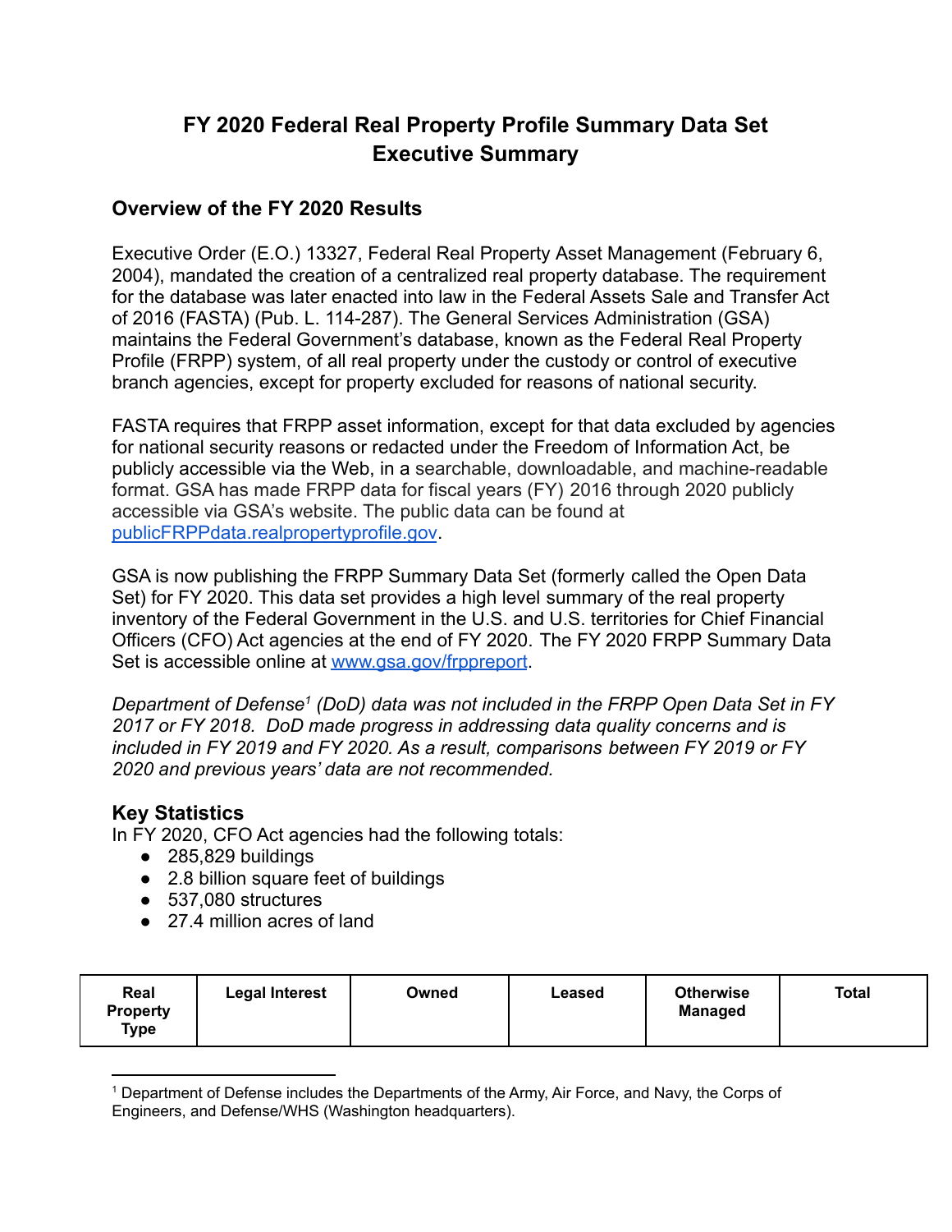# FY 2020 Federal Real Property Profile Summary Data Set Executive Summary

## Overview of the FY 2020 Results

Executive Order (E.O.) 13327, Federal Real Property Asset Management (February 6, 2004), mandated the creation of a centralized real property database. The requirement for the database was later enacted into law in the Federal Assets Sale and Transfer Act of 2016 (FASTA) (Pub. L. 114-287). The General Services Administration (GSA) maintains the Federal Government's database, known as the Federal Real Property Profile (FRPP) system, of all real property under the custody or control of executive branch agencies, except for property excluded for reasons of national security.

FASTA requires that FRPP asset information, except for that data excluded by agencies for national security reasons or redacted under the Freedom of Information Act, be publicly accessible via the Web, in a searchable, downloadable, and machine-readable format. GSA has made FRPP data for fiscal years (FY) 2016 through 2020 publicly accessible via GSA's website. The public data can be found at [publicFRPPdata.realpropertyprofile.gov](publicFRPPdata.realpropertyprofile.gov).

GSA is now publishing the FRPP Summary Data Set (formerly called the Open Data Set) for FY 2020. This data set provides a high level summary of the real property inventory of the Federal Government in the U.S. and U.S. territories for Chief Financial Officers (CFO) Act agencies at the end of FY 2020. The FY 2020 FRPP Summary Data Set is accessible online at [www.gsa.gov/frppreport](www.gsa.gov/frppreport).

*Department of Defense[1] (DoD) data was not included in the FRPP Open Data Set in FY 2017 or FY 2018. DoD made progress in addressing data quality concerns and is included in FY 2019 and FY 2020. As a result, comparisons between FY 2019 or FY 2020 and previous years' data are not recommended.*

## Key Statistics

In FY 2020, CFO Act agencies had the following totals:

- 285,829 buildings
- 2.8 billion square feet of buildings
- 537,080 structures
- 27.4 million acres of land

| Real Property Type | Legal Interest | Owned | Leased | Otherwise Managed | Total |
|---|---|---|---|---|---|

[1] Department of Defense includes the Departments of the Army, Air Force, and Navy, the Corps of Engineers, and Defense/WHS (Washington headquarters).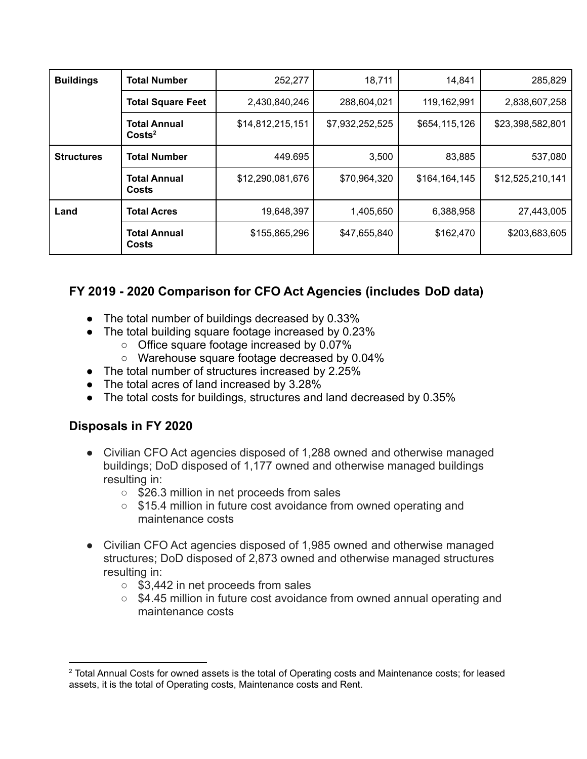| | | | | | |
|---|---|---|---|---|---|
| **Buildings** | **Total Number** | 252,277 | 18,711 | 14,841 | 285,829 |
| | **Total Square Feet** | 2,430,840,246 | 288,604,021 | 119,162,991 | 2,838,607,258 |
| | **Total Annual Costs**[2] | $14,812,215,151 | $7,932,252,525 | $654,115,126 | $23,398,582,801 |
| **Structures** | **Total Number** | 449.695 | 3,500 | 83,885 | 537,080 |
| | **Total Annual Costs** | $12,290,081,676 | $70,964,320 | $164,164,145 | $12,525,210,141 |
| **Land** | **Total Acres** | 19,648,397 | 1,405,650 | 6,388,958 | 27,443,005 |
| | **Total Annual Costs** | $155,865,296 | $47,655,840 | $162,470 | $203,683,605 |

## FY 2019 - 2020 Comparison for CFO Act Agencies (includes DoD data)

- The total number of buildings decreased by 0.33%
- The total building square footage increased by 0.23%
  - Office square footage increased by 0.07%
  - Warehouse square footage decreased by 0.04%
- The total number of structures increased by 2.25%
- The total acres of land increased by 3.28%
- The total costs for buildings, structures and land decreased by 0.35%

## Disposals in FY 2020

- Civilian CFO Act agencies disposed of 1,288 owned and otherwise managed buildings; DoD disposed of 1,177 owned and otherwise managed buildings resulting in:
  - $26.3 million in net proceeds from sales
  - $15.4 million in future cost avoidance from owned operating and maintenance costs

- Civilian CFO Act agencies disposed of 1,985 owned and otherwise managed structures; DoD disposed of 2,873 owned and otherwise managed structures resulting in:
  - $3,442 in net proceeds from sales
  - $4.45 million in future cost avoidance from owned annual operating and maintenance costs

[2] Total Annual Costs for owned assets is the total of Operating costs and Maintenance costs; for leased assets, it is the total of Operating costs, Maintenance costs and Rent.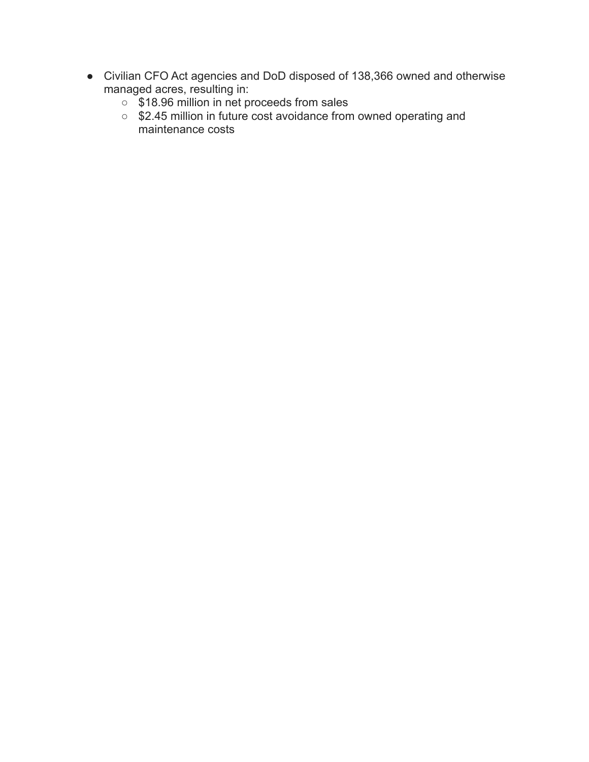- Civilian CFO Act agencies and DoD disposed of 138,366 owned and otherwise managed acres, resulting in:
  - $18.96 million in net proceeds from sales
  - $2.45 million in future cost avoidance from owned operating and maintenance costs